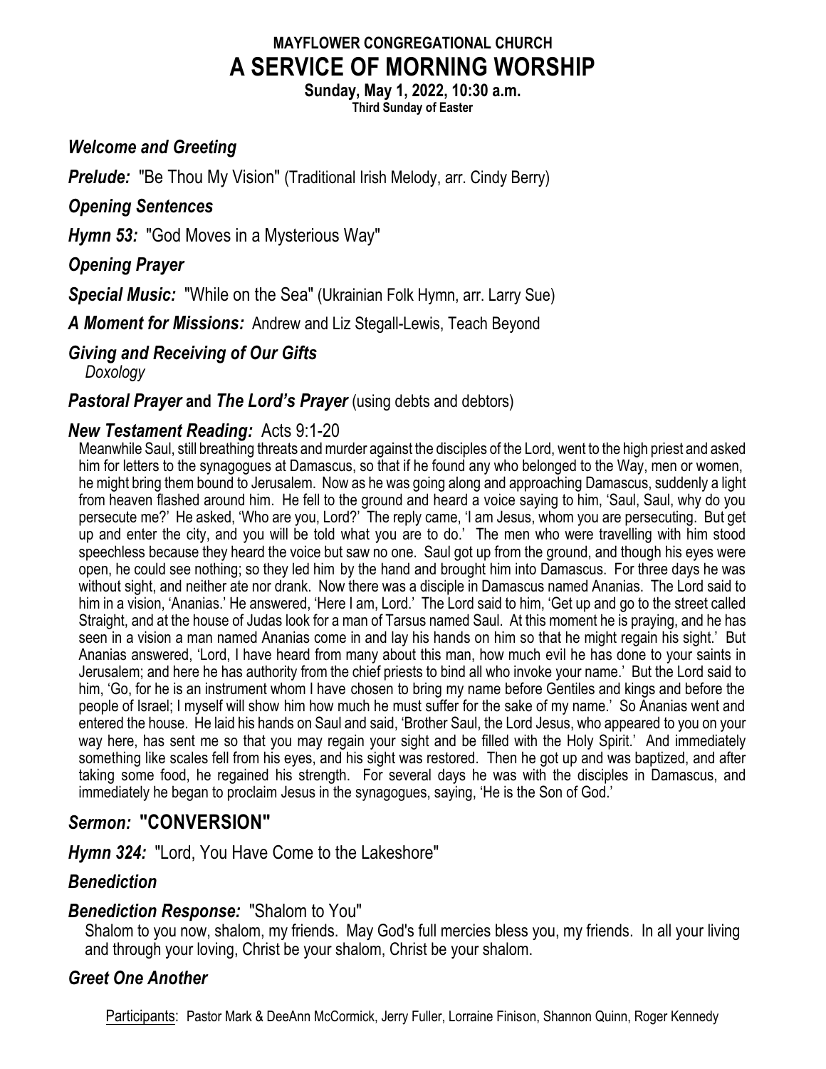**MAYFLOWER CONGREGATIONAL CHURCH**

# A SERVICE OF MORNING WORSHIP

**Sunday, May 1, 2022, 10:30 a.m.**
**Third Sunday of Easter**

***Welcome and Greeting***

***Prelude:*** "Be Thou My Vision" (Traditional Irish Melody, arr. Cindy Berry)

***Opening Sentences***

***Hymn 53:*** "God Moves in a Mysterious Way"

***Opening Prayer***

***Special Music:*** "While on the Sea" (Ukrainian Folk Hymn, arr. Larry Sue)

***A Moment for Missions:*** Andrew and Liz Stegall-Lewis, Teach Beyond

***Giving and Receiving of Our Gifts***
*Doxology*

***Pastoral Prayer* and *The Lord's Prayer*** (using debts and debtors)

***New Testament Reading:*** Acts 9:1-20

Meanwhile Saul, still breathing threats and murder against the disciples of the Lord, went to the high priest and asked him for letters to the synagogues at Damascus, so that if he found any who belonged to the Way, men or women, he might bring them bound to Jerusalem. Now as he was going along and approaching Damascus, suddenly a light from heaven flashed around him. He fell to the ground and heard a voice saying to him, 'Saul, Saul, why do you persecute me?' He asked, 'Who are you, Lord?' The reply came, 'I am Jesus, whom you are persecuting. But get up and enter the city, and you will be told what you are to do.' The men who were travelling with him stood speechless because they heard the voice but saw no one. Saul got up from the ground, and though his eyes were open, he could see nothing; so they led him by the hand and brought him into Damascus. For three days he was without sight, and neither ate nor drank. Now there was a disciple in Damascus named Ananias. The Lord said to him in a vision, 'Ananias.' He answered, 'Here I am, Lord.' The Lord said to him, 'Get up and go to the street called Straight, and at the house of Judas look for a man of Tarsus named Saul. At this moment he is praying, and he has seen in a vision a man named Ananias come in and lay his hands on him so that he might regain his sight.' But Ananias answered, 'Lord, I have heard from many about this man, how much evil he has done to your saints in Jerusalem; and here he has authority from the chief priests to bind all who invoke your name.' But the Lord said to him, 'Go, for he is an instrument whom I have chosen to bring my name before Gentiles and kings and before the people of Israel; I myself will show him how much he must suffer for the sake of my name.' So Ananias went and entered the house. He laid his hands on Saul and said, 'Brother Saul, the Lord Jesus, who appeared to you on your way here, has sent me so that you may regain your sight and be filled with the Holy Spirit.' And immediately something like scales fell from his eyes, and his sight was restored. Then he got up and was baptized, and after taking some food, he regained his strength. For several days he was with the disciples in Damascus, and immediately he began to proclaim Jesus in the synagogues, saying, 'He is the Son of God.'

***Sermon:*** **"CONVERSION"**

***Hymn 324:*** "Lord, You Have Come to the Lakeshore"

***Benediction***

***Benediction Response:*** "Shalom to You"

Shalom to you now, shalom, my friends. May God's full mercies bless you, my friends. In all your living and through your loving, Christ be your shalom, Christ be your shalom.

***Greet One Another***

Participants: Pastor Mark & DeeAnn McCormick, Jerry Fuller, Lorraine Finison, Shannon Quinn, Roger Kennedy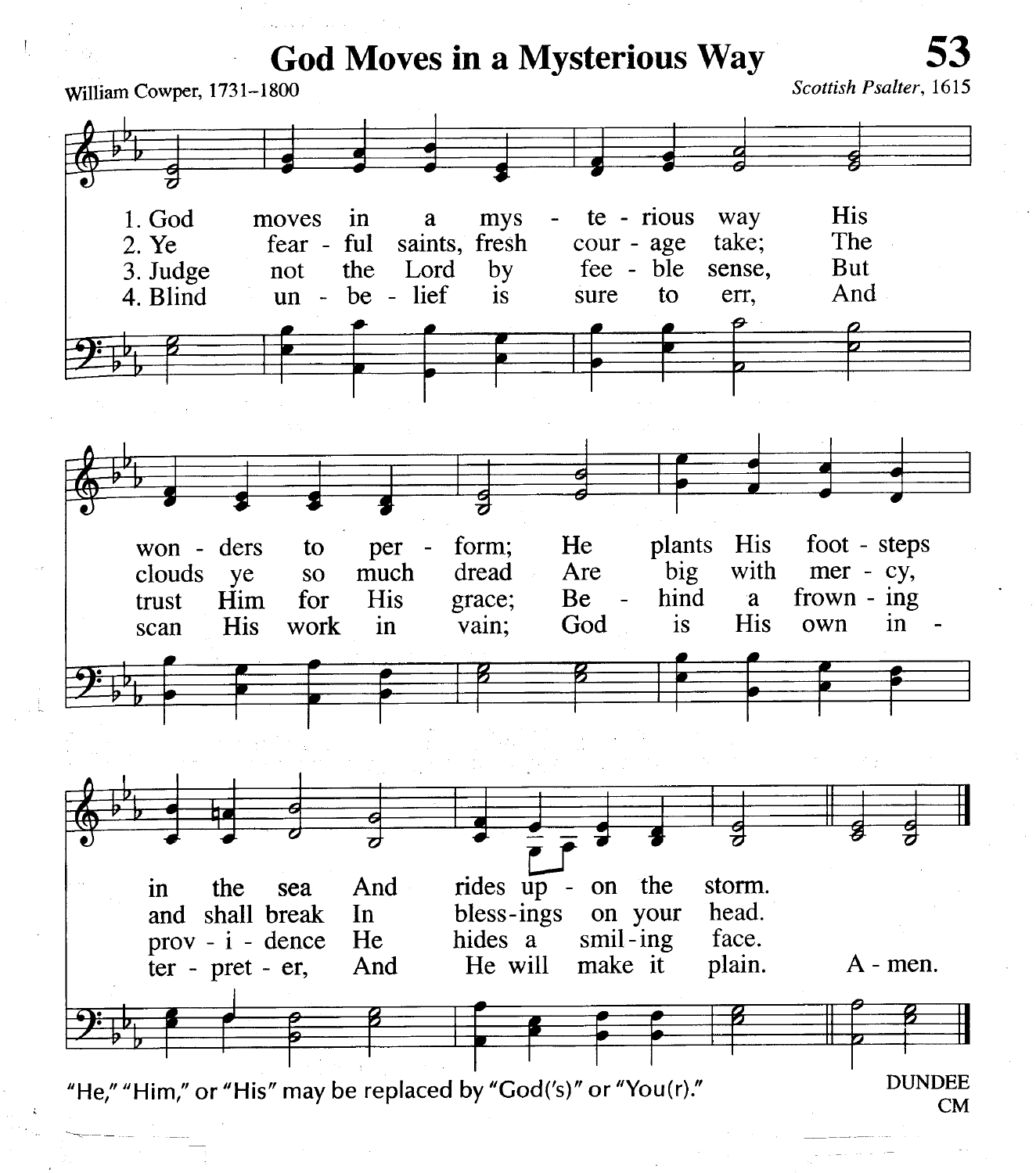# God Moves in a Mysterious Way

William Cowper, 1731–1800

*Scottish Psalter*, 1615

1. God moves in a mysterious way His wonders to perform; He plants His footsteps in the sea And rides upon the storm.

2. Ye fearful saints, fresh courage take; The clouds ye so much dread Are big with mercy, and shall break In blessings on your head.

3. Judge not the Lord by feeble sense, But trust Him for His grace; Behind a frowning providence He hides a smiling face.

4. Blind unbelief is sure to err, And scan His work in vain; God is His own interpreter, And He will make it plain. Amen.

"He," "Him," or "His" may be replaced by "God('s)" or "You(r)."

DUNDEE
CM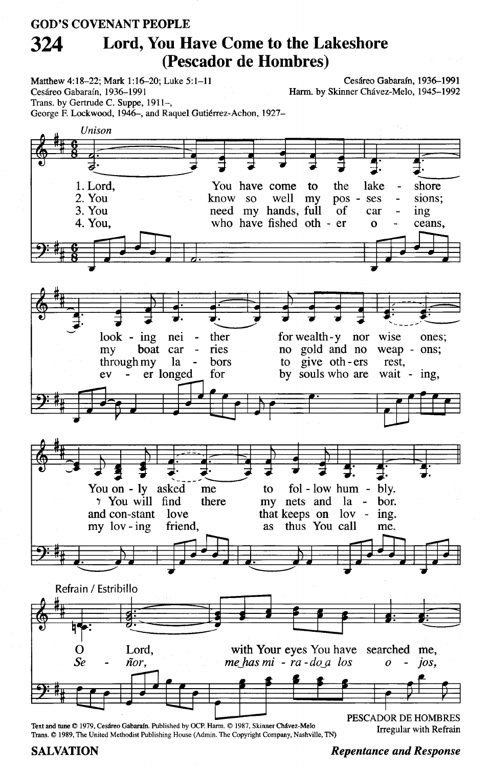GOD'S COVENANT PEOPLE

# 324 Lord, You Have Come to the Lakeshore (Pescador de Hombres)

Matthew 4:18–22; Mark 1:16–20; Luke 5:1–11
Cesáreo Gabaraín, 1936–1991
Trans. by Gertrude C. Suppe, 1911–,
George F. Lockwood, 1946–, and Raquel Gutiérrez-Achon, 1927–

Cesáreo Gabaraín, 1936–1991
Harm. by Skinner Chávez-Melo, 1945–1992

*Unison*

1. Lord, You have come to the lake - shore look - ing nei - ther for wealth-y nor wise ones; You on - ly asked me to fol - low hum - bly.
2. You know so well my pos - ses - sions; my boat car - ries no gold and no weap - ons; You will find there my nets and la - bor.
3. You need my hands, full of car - ing through my la - bors to give oth - ers rest, and con-stant love that keeps on lov - ing.
4. You, who have fished oth - er o - ceans, ev - er longed for by souls who are wait - ing, my lov - ing friend, as thus You call me.

Refrain / Estribillo

O Lord, with Your eyes You have searched me,
*Se - ñor, me has mi - ra - do a los o - jos,*

Text and tune © 1979, Cesáreo Gabaraín. Published by OCP. Harm. © 1987, Skinner Chávez-Melo
Trans. © 1989, The United Methodist Publishing House (Admin. The Copyright Company, Nashville, TN)

PESCADOR DE HOMBRES
Irregular with Refrain

SALVATION

*Repentance and Response*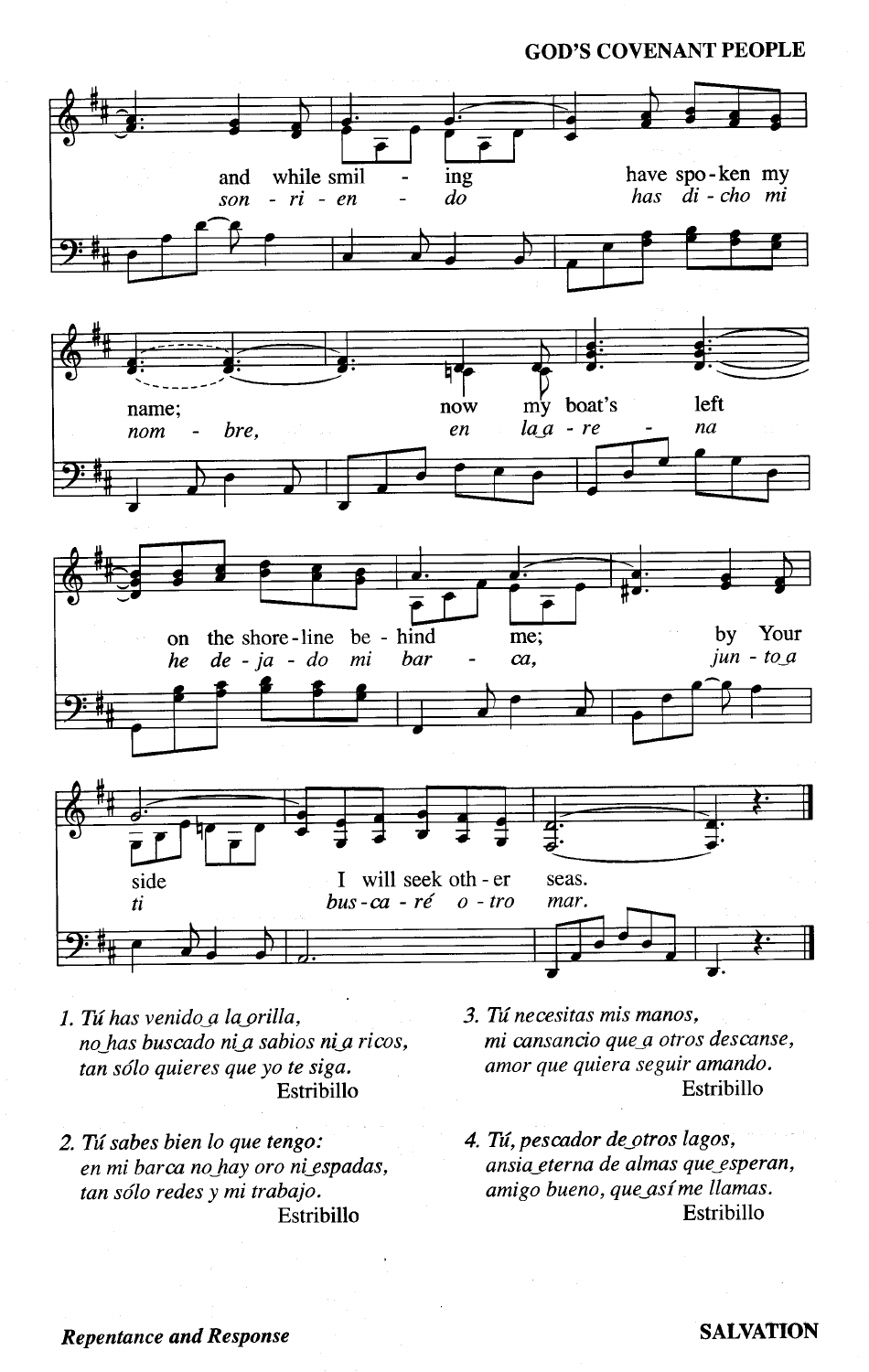and while smiling have spoken my name; now my boat's left on the shore-line behind me; by Your side I will seek other seas.

*sonriendo has dicho mi nombre, en la arena he dejado mi barca, junto a ti buscaré otro mar.*

1. *Tú has venido a la orilla,*
   *no has buscado ni a sabios ni a ricos,*
   *tan sólo quieres que yo te siga.*
   Estribillo

2. *Tú sabes bien lo que tengo:*
   *en mi barca no hay oro ni espadas,*
   *tan sólo redes y mi trabajo.*
   Estribillo

3. *Tú necesitas mis manos,*
   *mi cansancio que a otros descanse,*
   *amor que quiera seguir amando.*
   Estribillo

4. *Tú, pescador de otros lagos,*
   *ansia eterna de almas que esperan,*
   *amigo bueno, que así me llamas.*
   Estribillo